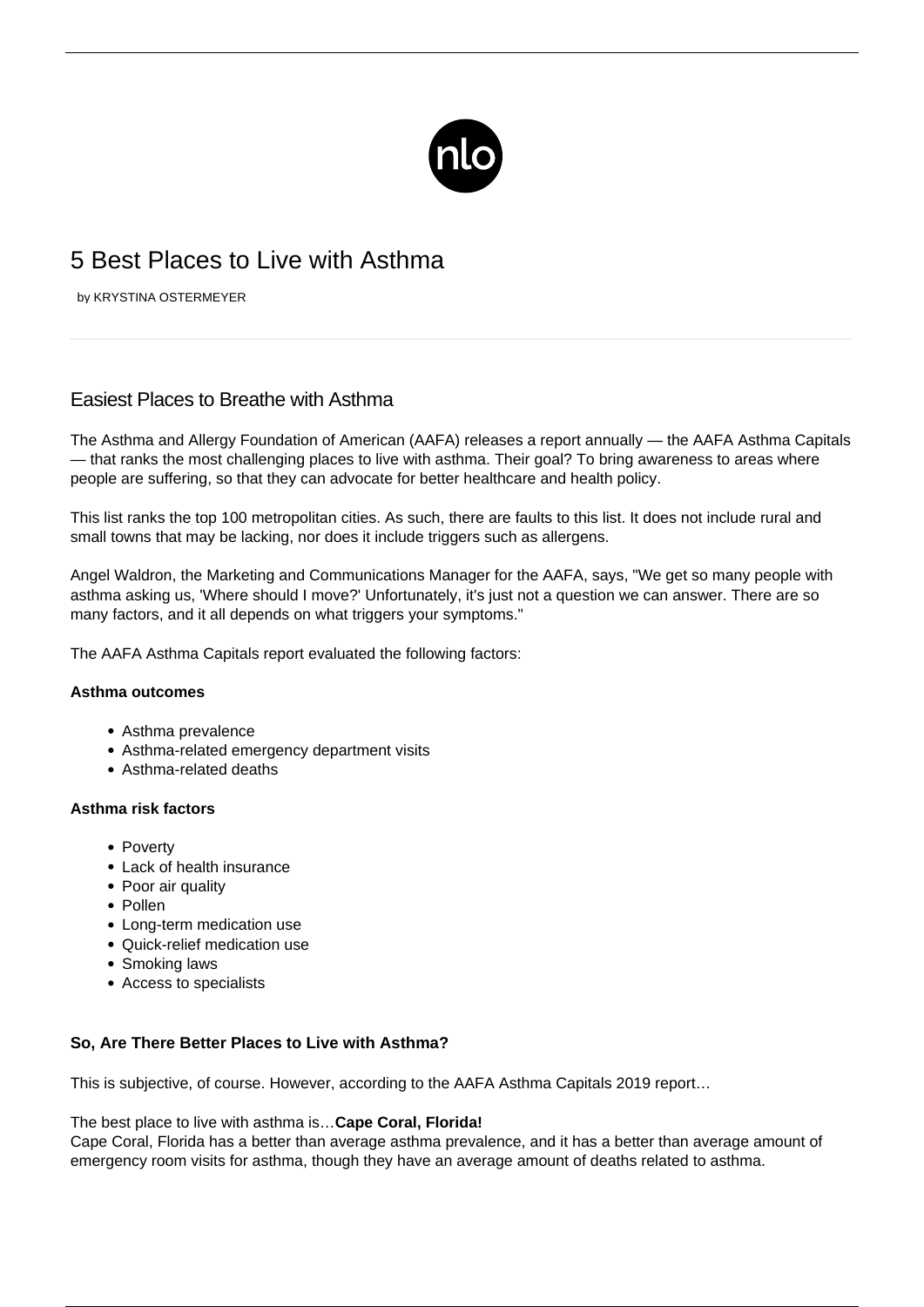# 5 Best Places to Live with Asthma

by KRYSTINA OSTERMEYER

## Easiest Places to Breathe with Asthma

The Asthma and Allergy Foundation of American (AAFA) releases a report annually — the AAFA Asthma Capitals — that ranks the most challenging places to live with asthma. Their goal? To bring awareness to areas where people are suffering, so that they can advocate for better healthcare and health policy.

This list ranks the top 100 metropolitan cities. As such, there are faults to this list. It does not include rural and small towns that may be lacking, nor does it include triggers such as allergens.

Angel Waldron, the Marketing and Communications Manager for the AAFA, says, "We get so many people with asthma asking us, 'Where should I move?' Unfortunately, it's just not a question we can answer. There are so many factors, and it all depends on what triggers your symptoms."

The AAFA Asthma Capitals report evaluated the following factors:

**Asthma outcomes**

- Asthma prevalence
- Asthma-related emergency department visits
- Asthma-related deaths

**Asthma risk factors**

- Poverty
- Lack of health insurance
- Poor air quality
- Pollen
- Long-term medication use
- Quick-relief medication use
- Smoking laws
- Access to specialists

**So, Are There Better Places to Live with Asthma?**

This is subjective, of course. However, according to the AAFA Asthma Capitals 2019 report…

The best place to live with asthma is…**Cape Coral, Florida!**
Cape Coral, Florida has a better than average asthma prevalence, and it has a better than average amount of emergency room visits for asthma, though they have an average amount of deaths related to asthma.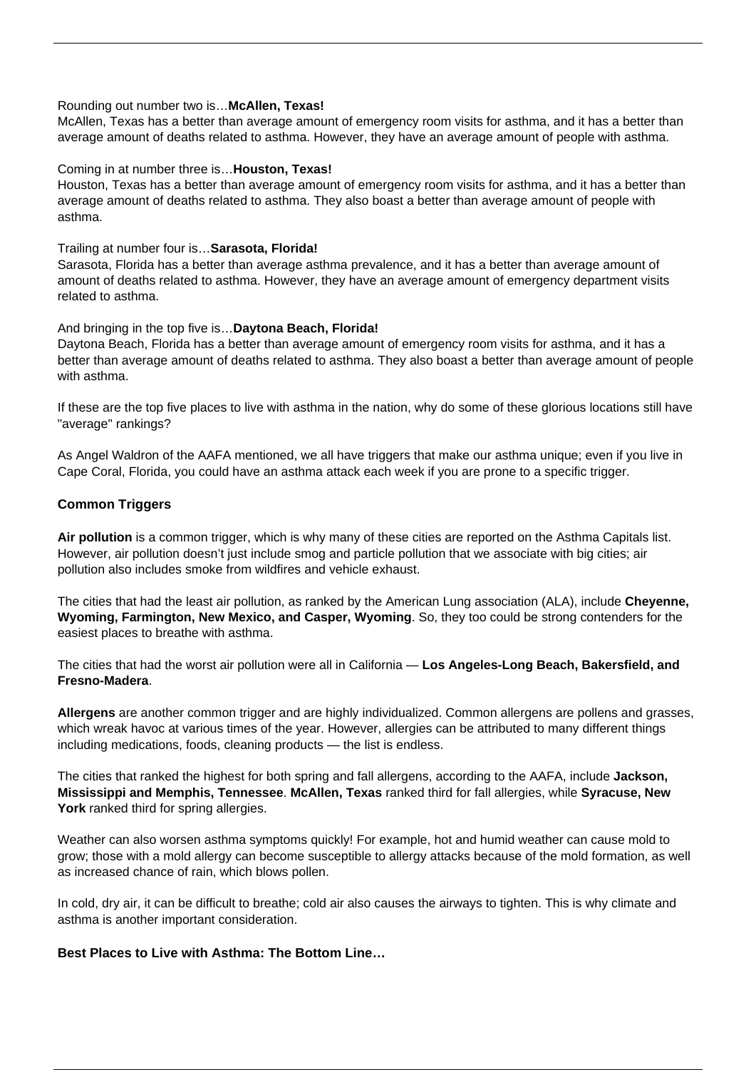Rounding out number two is…**McAllen, Texas!**
McAllen, Texas has a better than average amount of emergency room visits for asthma, and it has a better than average amount of deaths related to asthma. However, they have an average amount of people with asthma.

Coming in at number three is…**Houston, Texas!**
Houston, Texas has a better than average amount of emergency room visits for asthma, and it has a better than average amount of deaths related to asthma. They also boast a better than average amount of people with asthma.

Trailing at number four is…**Sarasota, Florida!**
Sarasota, Florida has a better than average asthma prevalence, and it has a better than average amount of amount of deaths related to asthma. However, they have an average amount of emergency department visits related to asthma.

And bringing in the top five is…**Daytona Beach, Florida!**
Daytona Beach, Florida has a better than average amount of emergency room visits for asthma, and it has a better than average amount of deaths related to asthma. They also boast a better than average amount of people with asthma.

If these are the top five places to live with asthma in the nation, why do some of these glorious locations still have "average" rankings?

As Angel Waldron of the AAFA mentioned, we all have triggers that make our asthma unique; even if you live in Cape Coral, Florida, you could have an asthma attack each week if you are prone to a specific trigger.

**Common Triggers**

**Air pollution** is a common trigger, which is why many of these cities are reported on the Asthma Capitals list. However, air pollution doesn't just include smog and particle pollution that we associate with big cities; air pollution also includes smoke from wildfires and vehicle exhaust.

The cities that had the least air pollution, as ranked by the American Lung association (ALA), include **Cheyenne, Wyoming, Farmington, New Mexico, and Casper, Wyoming**. So, they too could be strong contenders for the easiest places to breathe with asthma.

The cities that had the worst air pollution were all in California — **Los Angeles-Long Beach, Bakersfield, and Fresno-Madera**.

**Allergens** are another common trigger and are highly individualized. Common allergens are pollens and grasses, which wreak havoc at various times of the year. However, allergies can be attributed to many different things including medications, foods, cleaning products — the list is endless.

The cities that ranked the highest for both spring and fall allergens, according to the AAFA, include **Jackson, Mississippi and Memphis, Tennessee**. **McAllen, Texas** ranked third for fall allergies, while **Syracuse, New York** ranked third for spring allergies.

Weather can also worsen asthma symptoms quickly! For example, hot and humid weather can cause mold to grow; those with a mold allergy can become susceptible to allergy attacks because of the mold formation, as well as increased chance of rain, which blows pollen.

In cold, dry air, it can be difficult to breathe; cold air also causes the airways to tighten. This is why climate and asthma is another important consideration.

**Best Places to Live with Asthma: The Bottom Line…**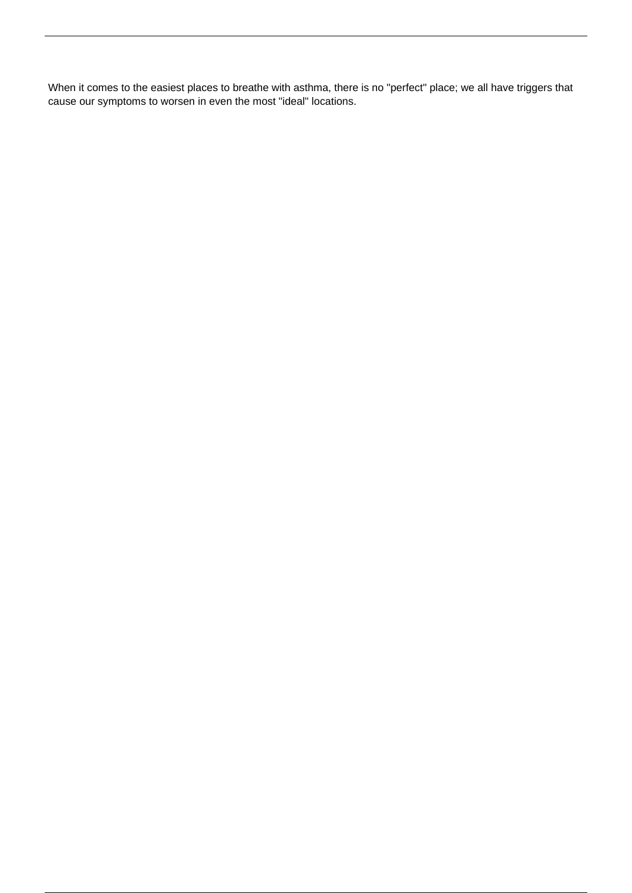When it comes to the easiest places to breathe with asthma, there is no "perfect" place; we all have triggers that cause our symptoms to worsen in even the most "ideal" locations.